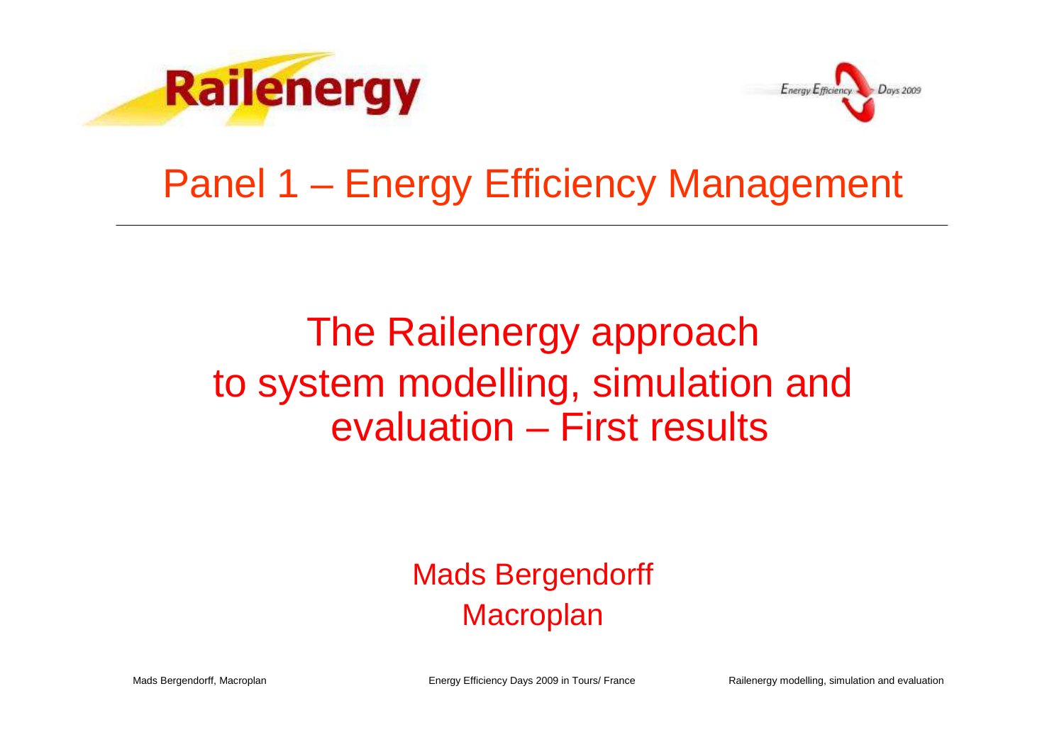# Panel 1 – Energy Efficiency Management

## The Railenergy approach to system modelling, simulation and evaluation – First results

Mads Bergendorff
Macroplan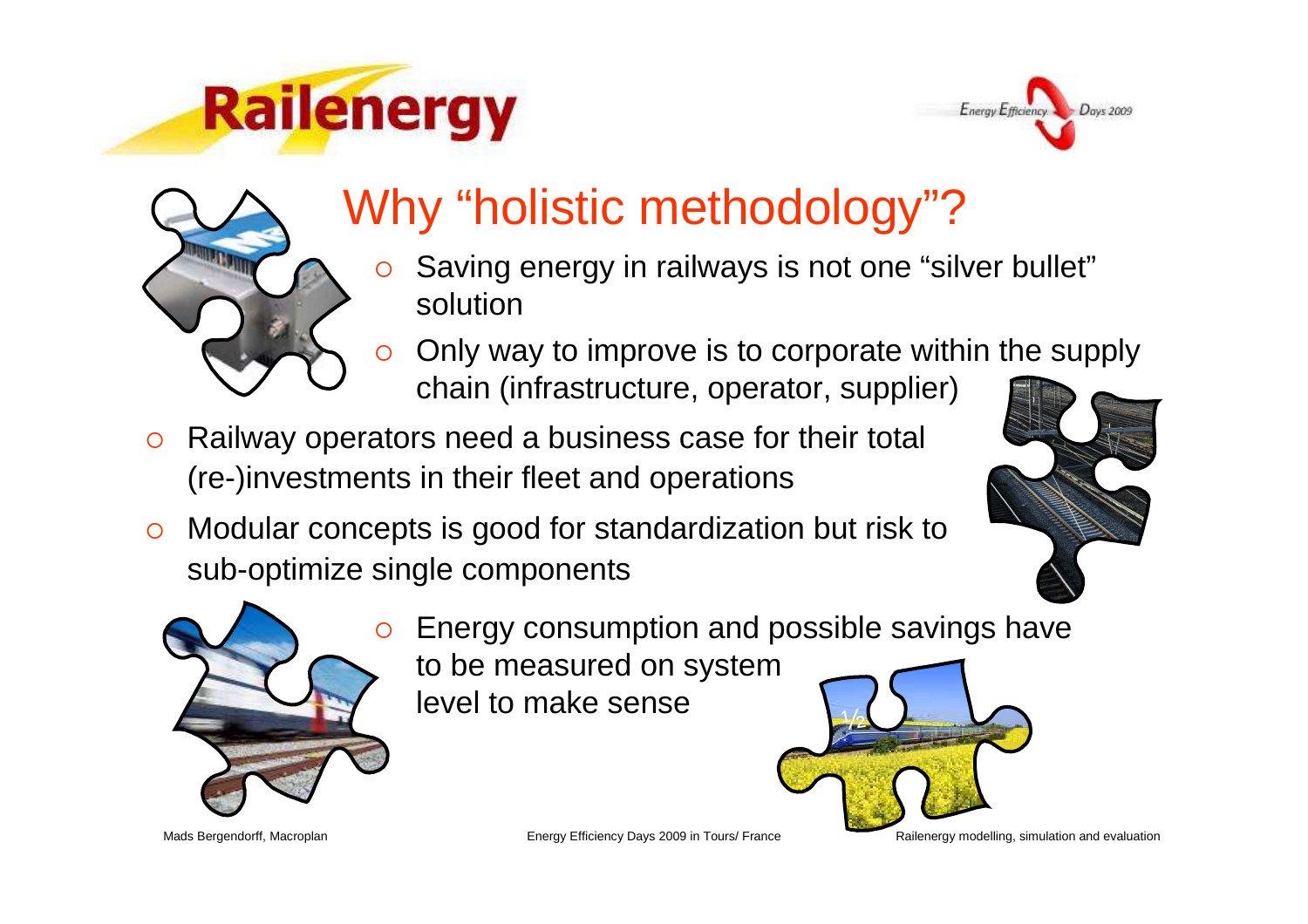# Why "holistic methodology"?

- Saving energy in railways is not one "silver bullet" solution
- Only way to improve is to corporate within the supply chain (infrastructure, operator, supplier)
- Railway operators need a business case for their total (re-)investments in their fleet and operations
- Modular concepts is good for standardization but risk to sub-optimize single components
- Energy consumption and possible savings have to be measured on system level to make sense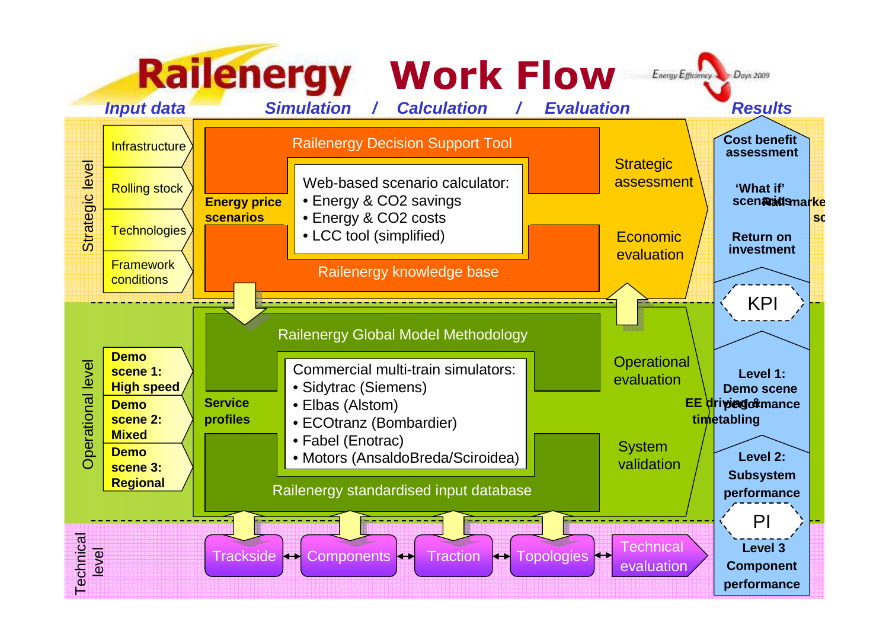# Railenergy Work Flow

Energy Efficiency Days 2009

*Input data* — *Simulation / Calculation / Evaluation* — *Results*

## Strategic level

**Input data:**
- Infrastructure
- Rolling stock
- Technologies
- Framework conditions

Railenergy Decision Support Tool

**Energy price scenarios**

Web-based scenario calculator:
- Energy & $CO_2$ savings
- Energy & $CO_2$ costs
- LCC tool (simplified)

Railenergy knowledge base

Strategic assessment

Economic evaluation

**Results:**
- **Cost benefit assessment**
- **'What if' scenarios**
- **Rail market sc**
- **Return on investment**

KPI

## Operational level

**Input data:**
- **Demo scene 1: High speed**
- **Demo scene 2: Mixed**
- **Demo scene 3: Regional**

Railenergy Global Model Methodology

**Service profiles**

Commercial multi-train simulators:
- Sidytrac (Siemens)
- Elbas (Alstom)
- ECOtranz (Bombardier)
- Fabel (Enotrac)
- Motors (AnsaldoBreda/Sciroidea)

Railenergy standardised input database

Operational evaluation

System validation

**EE driving & timetabling**

**Results:**
- **Level 1: Demo scene performance**
- **Level 2: Subsystem performance**

PI

## Technical level

Trackside ↔ Components ↔ Traction ↔ Topologies ↔ Technical evaluation

**Results:**
- **Level 3 Component performance**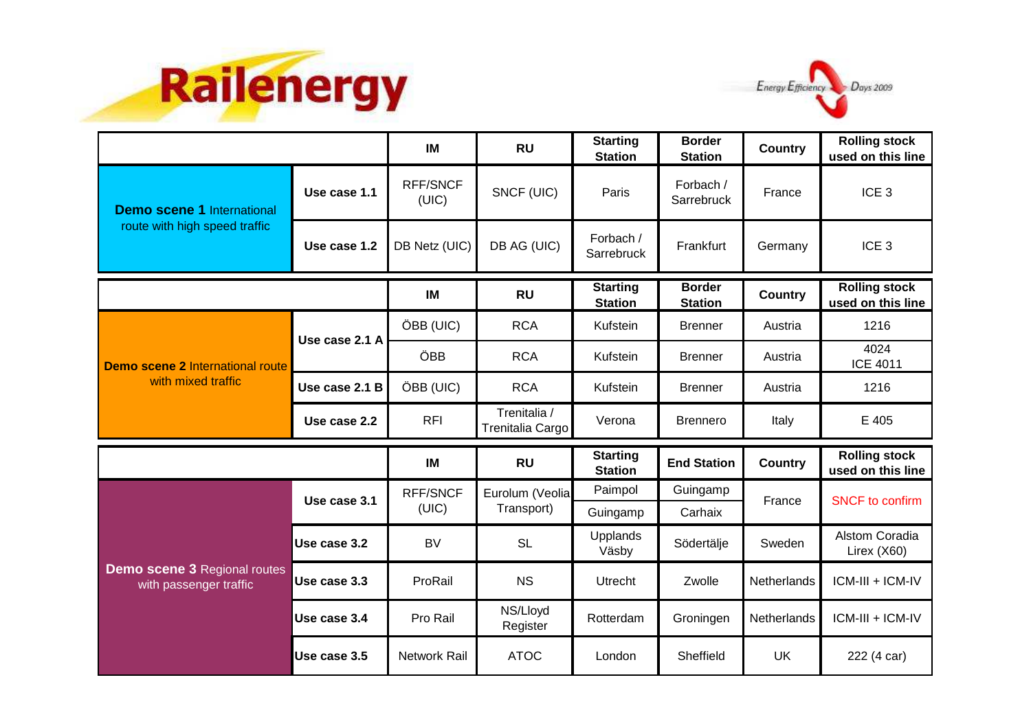| | | IM | RU | Starting Station | Border Station | Country | Rolling stock used on this line |
|---|---|---|---|---|---|---|---|
| **Demo scene 1** International route with high speed traffic | **Use case 1.1** | RFF/SNCF (UIC) | SNCF (UIC) | Paris | Forbach / Sarrebruck | France | ICE 3 |
| | **Use case 1.2** | DB Netz (UIC) | DB AG (UIC) | Forbach / Sarrebruck | Frankfurt | Germany | ICE 3 |

| | | IM | RU | Starting Station | Border Station | Country | Rolling stock used on this line |
|---|---|---|---|---|---|---|---|
| **Demo scene 2** International route with mixed traffic | **Use case 2.1 A** | ÖBB (UIC) | RCA | Kufstein | Brenner | Austria | 1216 |
| | | ÖBB | RCA | Kufstein | Brenner | Austria | 4024 ICE 4011 |
| | **Use case 2.1 B** | ÖBB (UIC) | RCA | Kufstein | Brenner | Austria | 1216 |
| | **Use case 2.2** | RFI | Trenitalia / Trenitalia Cargo | Verona | Brennero | Italy | E 405 |

| | | IM | RU | Starting Station | End Station | Country | Rolling stock used on this line |
|---|---|---|---|---|---|---|---|
| **Demo scene 3** Regional routes with passenger traffic | **Use case 3.1** | RFF/SNCF (UIC) | Eurolum (Veolia Transport) | Paimpol | Guingamp | France | SNCF to confirm |
| | | | | Guingamp | Carhaix | | |
| | **Use case 3.2** | BV | SL | Upplands Väsby | Södertälje | Sweden | Alstom Coradia Lirex (X60) |
| | **Use case 3.3** | ProRail | NS | Utrecht | Zwolle | Netherlands | ICM-III + ICM-IV |
| | **Use case 3.4** | Pro Rail | NS/Lloyd Register | Rotterdam | Groningen | Netherlands | ICM-III + ICM-IV |
| | **Use case 3.5** | Network Rail | ATOC | London | Sheffield | UK | 222 (4 car) |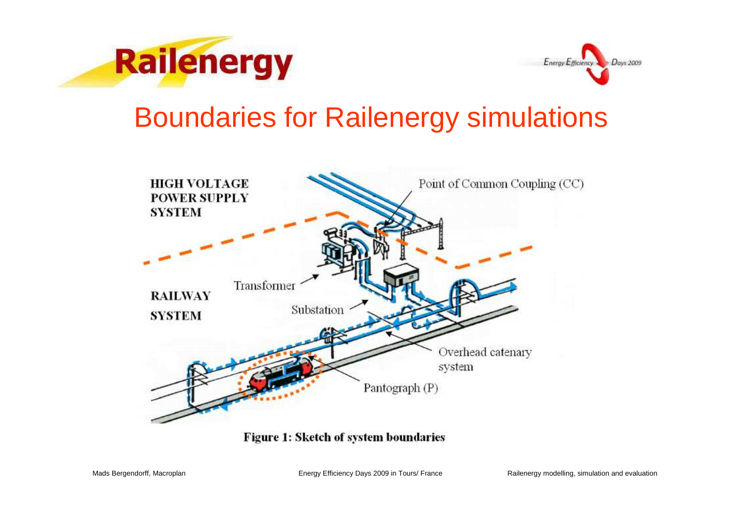# Boundaries for Railenergy simulations

HIGH VOLTAGE POWER SUPPLY SYSTEM

Point of Common Coupling (CC)

Transformer

RAILWAY SYSTEM

Substation

Overhead catenary system

Pantograph (P)

Figure 1: Sketch of system boundaries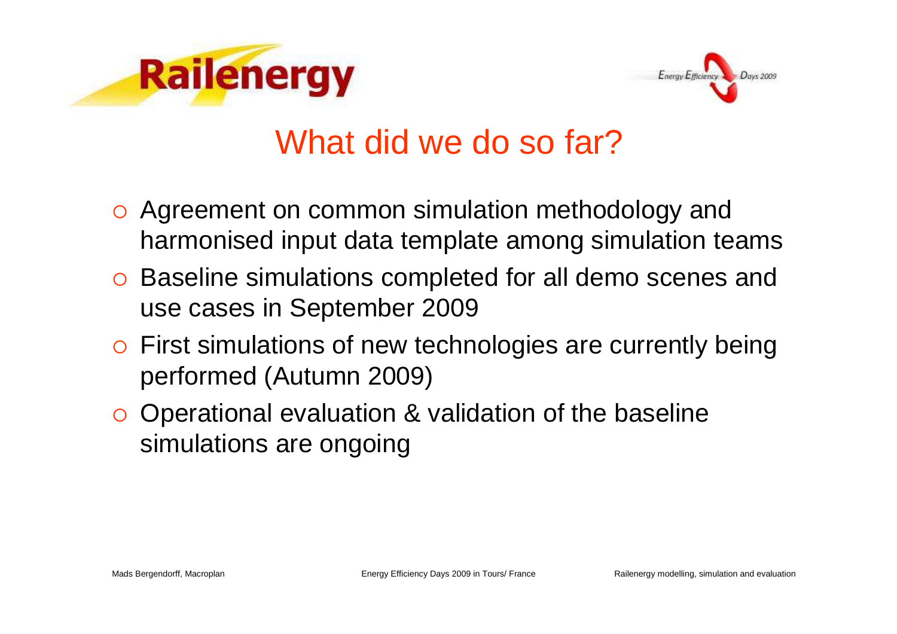# What did we do so far?

- Agreement on common simulation methodology and harmonised input data template among simulation teams
- Baseline simulations completed for all demo scenes and use cases in September 2009
- First simulations of new technologies are currently being performed (Autumn 2009)
- Operational evaluation & validation of the baseline simulations are ongoing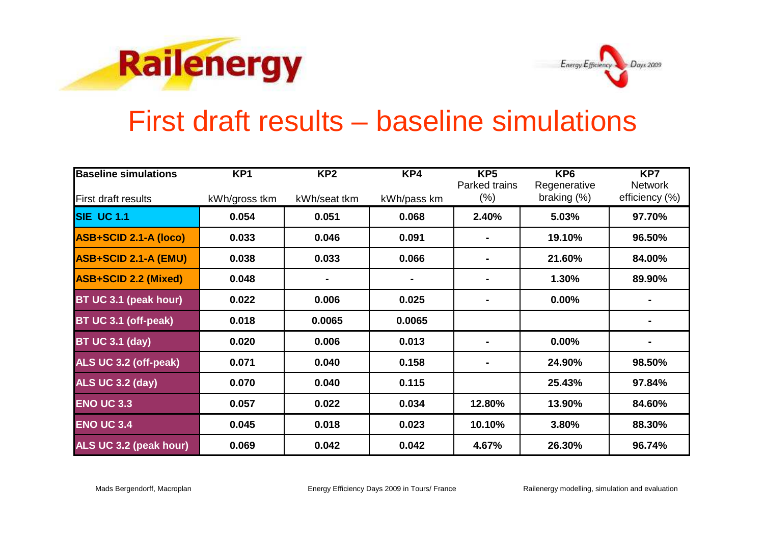# First draft results – baseline simulations

| Baseline simulations<br>First draft results | KP1<br>kWh/gross tkm | KP2<br>kWh/seat tkm | KP4<br>kWh/pass km | KP5<br>Parked trains (%) | KP6<br>Regenerative braking (%) | KP7<br>Network efficiency (%) |
|---|---|---|---|---|---|---|
| **SIE UC 1.1** | **0.054** | **0.051** | **0.068** | **2.40%** | **5.03%** | **97.70%** |
| **ASB+SCID 2.1-A (loco)** | **0.033** | **0.046** | **0.091** | **-** | **19.10%** | **96.50%** |
| **ASB+SCID 2.1-A (EMU)** | **0.038** | **0.033** | **0.066** | **-** | **21.60%** | **84.00%** |
| **ASB+SCID 2.2 (Mixed)** | **0.048** | **-** | **-** | **-** | **1.30%** | **89.90%** |
| **BT UC 3.1 (peak hour)** | **0.022** | **0.006** | **0.025** | **-** | **0.00%** | **-** |
| **BT UC 3.1 (off-peak)** | **0.018** | **0.0065** | **0.0065** | | | **-** |
| **BT UC 3.1 (day)** | **0.020** | **0.006** | **0.013** | **-** | **0.00%** | **-** |
| **ALS UC 3.2 (off-peak)** | **0.071** | **0.040** | **0.158** | **-** | **24.90%** | **98.50%** |
| **ALS UC 3.2 (day)** | **0.070** | **0.040** | **0.115** | | **25.43%** | **97.84%** |
| **ENO UC 3.3** | **0.057** | **0.022** | **0.034** | **12.80%** | **13.90%** | **84.60%** |
| **ENO UC 3.4** | **0.045** | **0.018** | **0.023** | **10.10%** | **3.80%** | **88.30%** |
| **ALS UC 3.2 (peak hour)** | **0.069** | **0.042** | **0.042** | **4.67%** | **26.30%** | **96.74%** |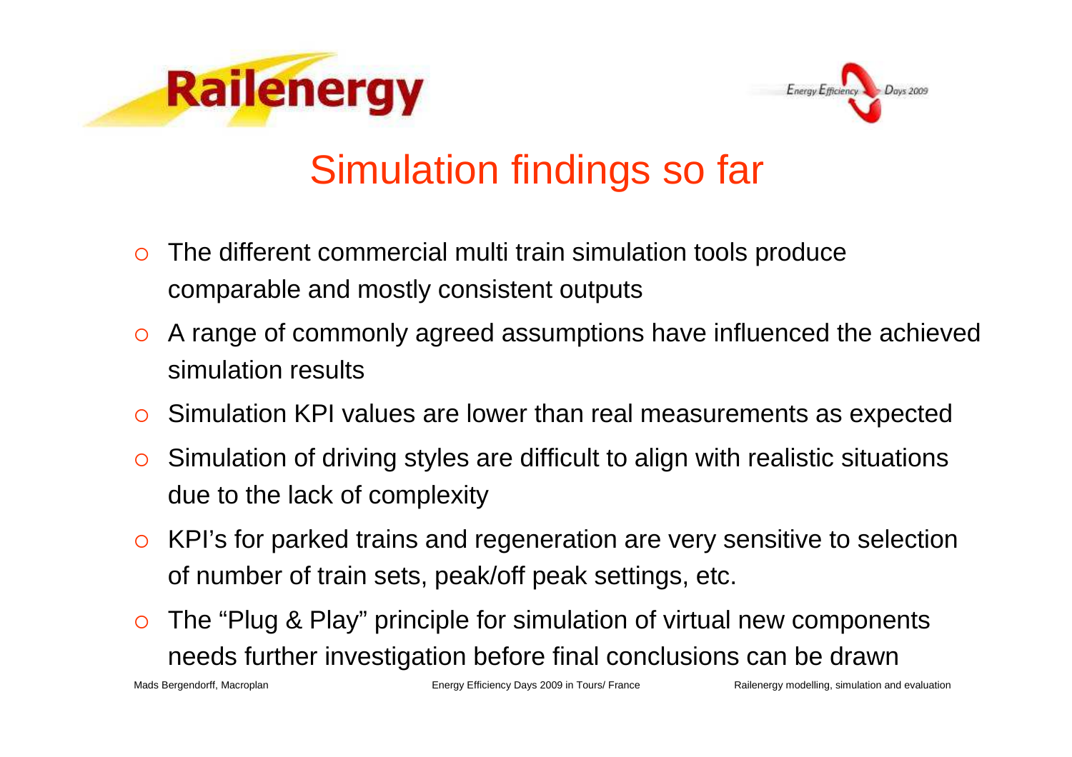# Simulation findings so far

- The different commercial multi train simulation tools produce comparable and mostly consistent outputs
- A range of commonly agreed assumptions have influenced the achieved simulation results
- Simulation KPI values are lower than real measurements as expected
- Simulation of driving styles are difficult to align with realistic situations due to the lack of complexity
- KPI's for parked trains and regeneration are very sensitive to selection of number of train sets, peak/off peak settings, etc.
- The "Plug & Play" principle for simulation of virtual new components needs further investigation before final conclusions can be drawn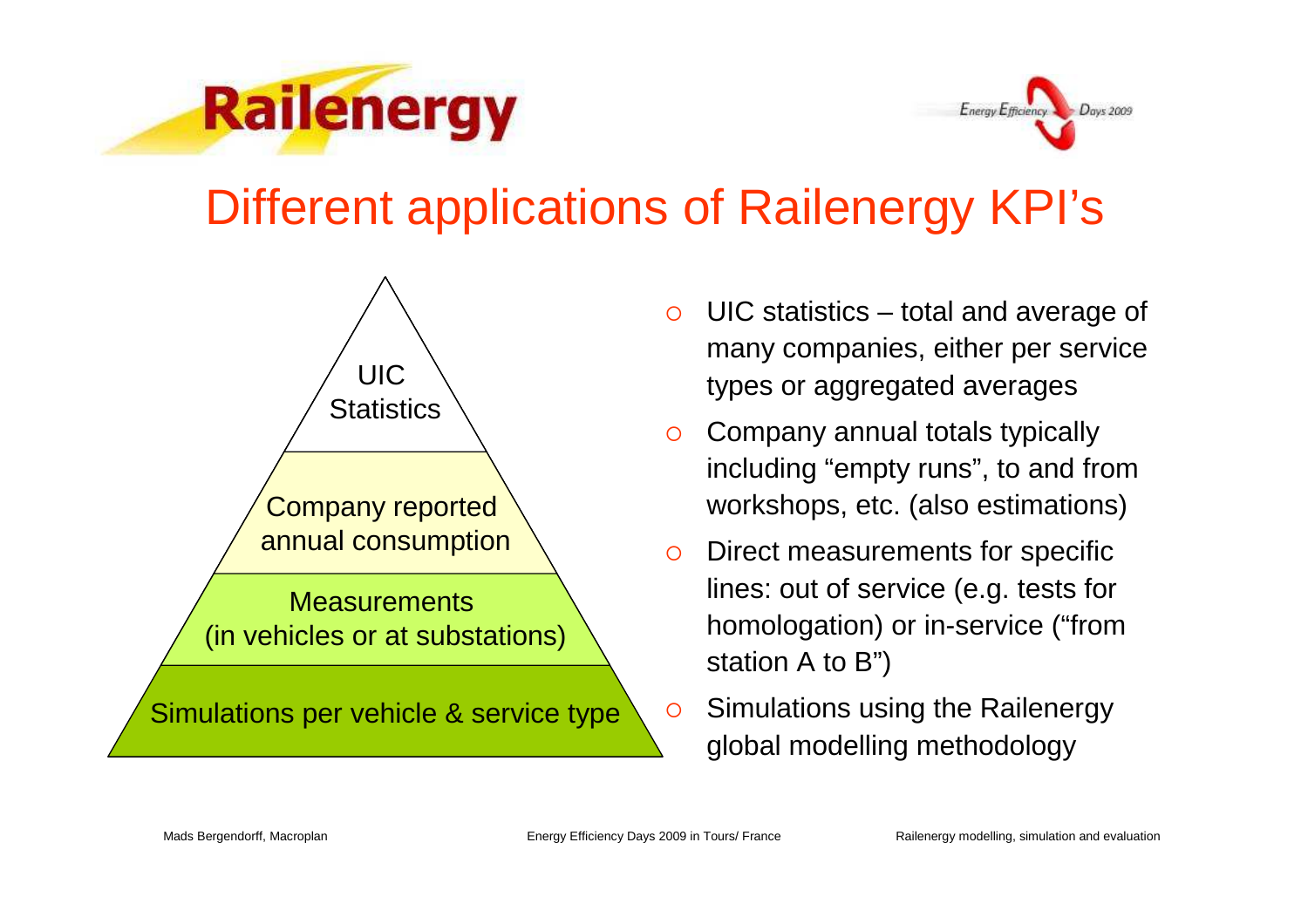# Different applications of Railenergy KPI's

UIC Statistics

Company reported annual consumption

Measurements (in vehicles or at substations)

Simulations per vehicle & service type

- UIC statistics – total and average of many companies, either per service types or aggregated averages
- Company annual totals typically including "empty runs", to and from workshops, etc. (also estimations)
- Direct measurements for specific lines: out of service (e.g. tests for homologation) or in-service ("from station A to B")
- Simulations using the Railenergy global modelling methodology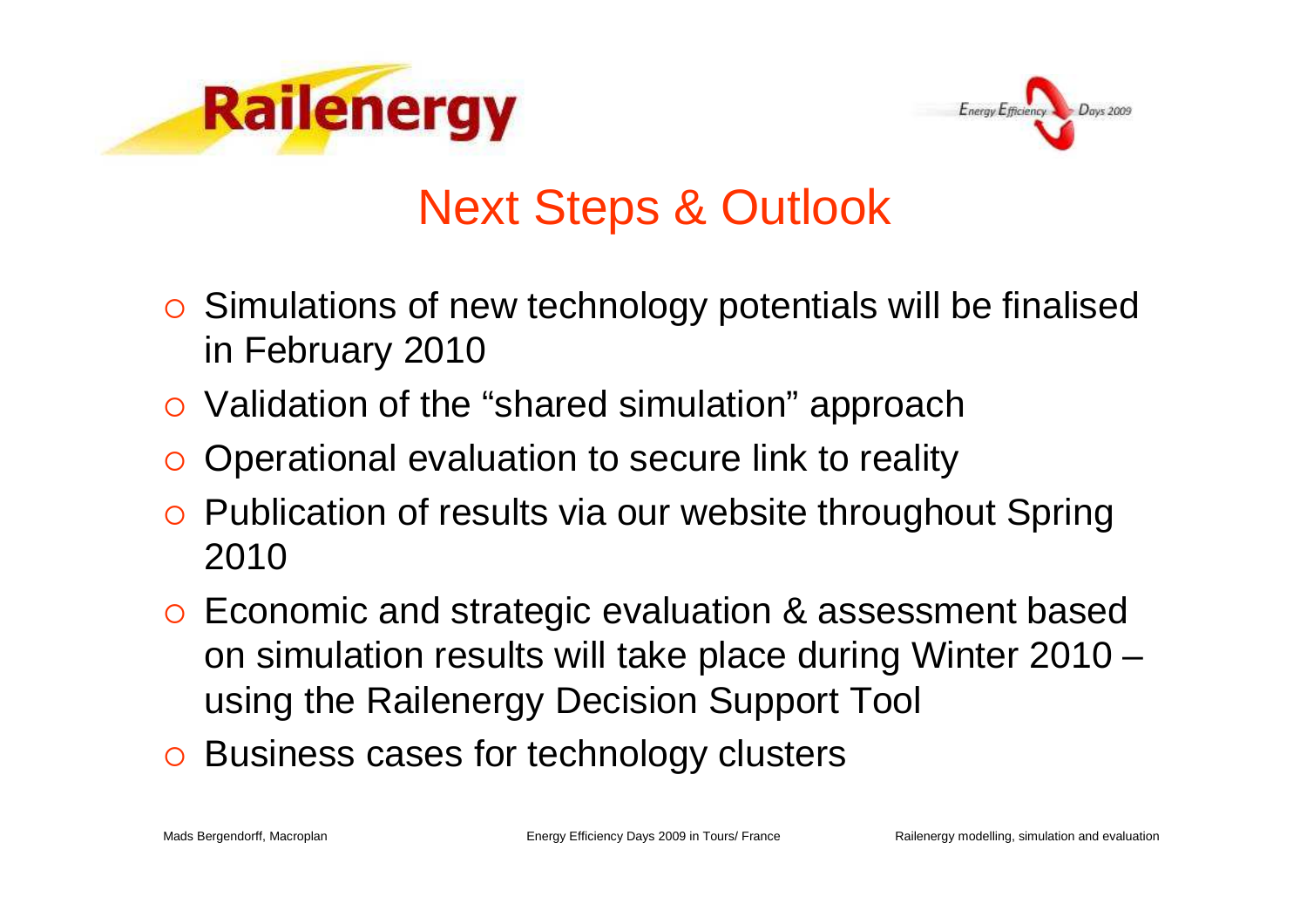# Next Steps & Outlook

- Simulations of new technology potentials will be finalised in February 2010
- Validation of the "shared simulation" approach
- Operational evaluation to secure link to reality
- Publication of results via our website throughout Spring 2010
- Economic and strategic evaluation & assessment based on simulation results will take place during Winter 2010 – using the Railenergy Decision Support Tool
- Business cases for technology clusters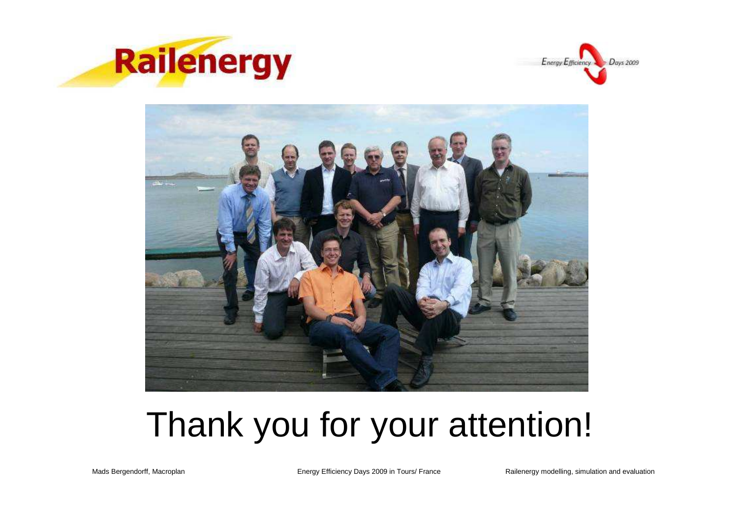# Thank you for your attention!